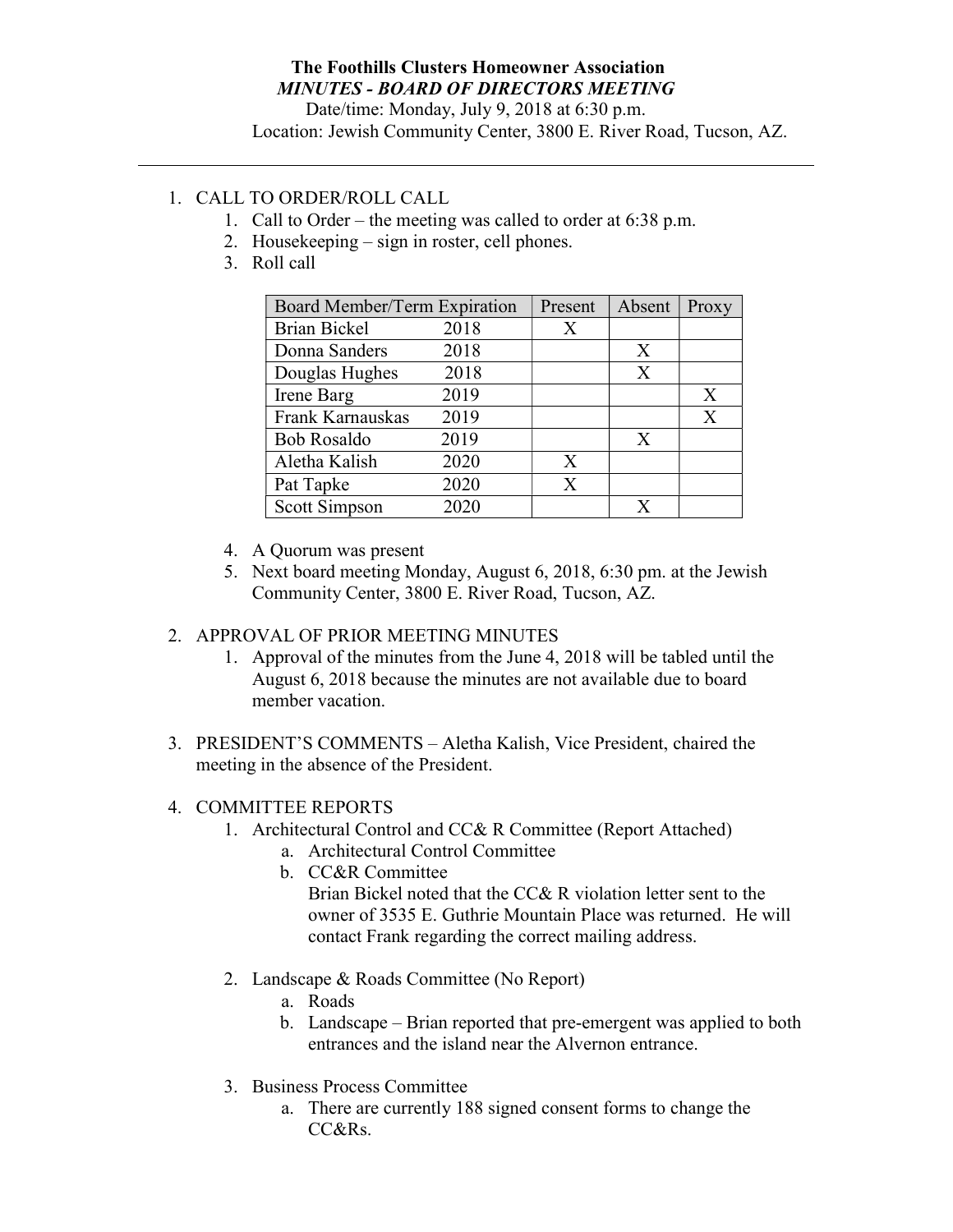**The Foothills Clusters Homeowner Association**

***MINUTES - BOARD OF DIRECTORS MEETING***

Date/time: Monday, July 9, 2018 at 6:30 p.m.

Location: Jewish Community Center, 3800 E. River Road, Tucson, AZ.

---

1. CALL TO ORDER/ROLL CALL
    1. Call to Order – the meeting was called to order at 6:38 p.m.
    2. Housekeeping – sign in roster, cell phones.
    3. Roll call

| Board Member/Term Expiration | Present | Absent | Proxy |
|---|---|---|---|
| Brian Bickel 2018 | X | | |
| Donna Sanders 2018 | | X | |
| Douglas Hughes 2018 | | X | |
| Irene Barg 2019 | | | X |
| Frank Karnauskas 2019 | | | X |
| Bob Rosaldo 2019 | | X | |
| Aletha Kalish 2020 | X | | |
| Pat Tapke 2020 | X | | |
| Scott Simpson 2020 | | X | |

    4. A Quorum was present
    5. Next board meeting Monday, August 6, 2018, 6:30 pm. at the Jewish Community Center, 3800 E. River Road, Tucson, AZ.

2. APPROVAL OF PRIOR MEETING MINUTES
    1. Approval of the minutes from the June 4, 2018 will be tabled until the August 6, 2018 because the minutes are not available due to board member vacation.

3. PRESIDENT'S COMMENTS – Aletha Kalish, Vice President, chaired the meeting in the absence of the President.

4. COMMITTEE REPORTS
    1. Architectural Control and CC& R Committee (Report Attached)
        a. Architectural Control Committee
        b. CC&R Committee
           Brian Bickel noted that the CC& R violation letter sent to the owner of 3535 E. Guthrie Mountain Place was returned. He will contact Frank regarding the correct mailing address.
    2. Landscape & Roads Committee (No Report)
        a. Roads
        b. Landscape – Brian reported that pre-emergent was applied to both entrances and the island near the Alvernon entrance.
    3. Business Process Committee
        a. There are currently 188 signed consent forms to change the CC&Rs.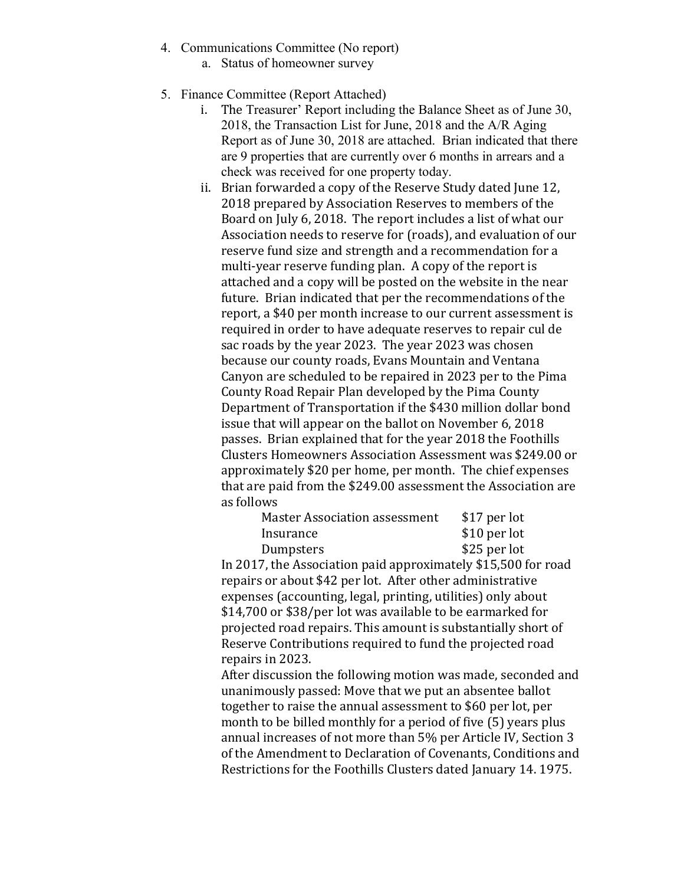4. Communications Committee (No report)
    a. Status of homeowner survey

5. Finance Committee (Report Attached)
    i. The Treasurer' Report including the Balance Sheet as of June 30, 2018, the Transaction List for June, 2018 and the A/R Aging Report as of June 30, 2018 are attached. Brian indicated that there are 9 properties that are currently over 6 months in arrears and a check was received for one property today.
    ii. Brian forwarded a copy of the Reserve Study dated June 12, 2018 prepared by Association Reserves to members of the Board on July 6, 2018. The report includes a list of what our Association needs to reserve for (roads), and evaluation of our reserve fund size and strength and a recommendation for a multi-year reserve funding plan. A copy of the report is attached and a copy will be posted on the website in the near future. Brian indicated that per the recommendations of the report, a $40 per month increase to our current assessment is required in order to have adequate reserves to repair cul de sac roads by the year 2023. The year 2023 was chosen because our county roads, Evans Mountain and Ventana Canyon are scheduled to be repaired in 2023 per to the Pima County Road Repair Plan developed by the Pima County Department of Transportation if the $430 million dollar bond issue that will appear on the ballot on November 6, 2018 passes. Brian explained that for the year 2018 the Foothills Clusters Homeowners Association Assessment was $249.00 or approximately $20 per home, per month. The chief expenses that are paid from the $249.00 assessment the Association are as follows

        | | |
        |---|---|
        | Master Association assessment | $17 per lot |
        | Insurance | $10 per lot |
        | Dumpsters | $25 per lot |

        In 2017, the Association paid approximately $15,500 for road repairs or about $42 per lot. After other administrative expenses (accounting, legal, printing, utilities) only about $14,700 or $38/per lot was available to be earmarked for projected road repairs. This amount is substantially short of Reserve Contributions required to fund the projected road repairs in 2023.

        After discussion the following motion was made, seconded and unanimously passed: Move that we put an absentee ballot together to raise the annual assessment to $60 per lot, per month to be billed monthly for a period of five (5) years plus annual increases of not more than 5% per Article IV, Section 3 of the Amendment to Declaration of Covenants, Conditions and Restrictions for the Foothills Clusters dated January 14. 1975.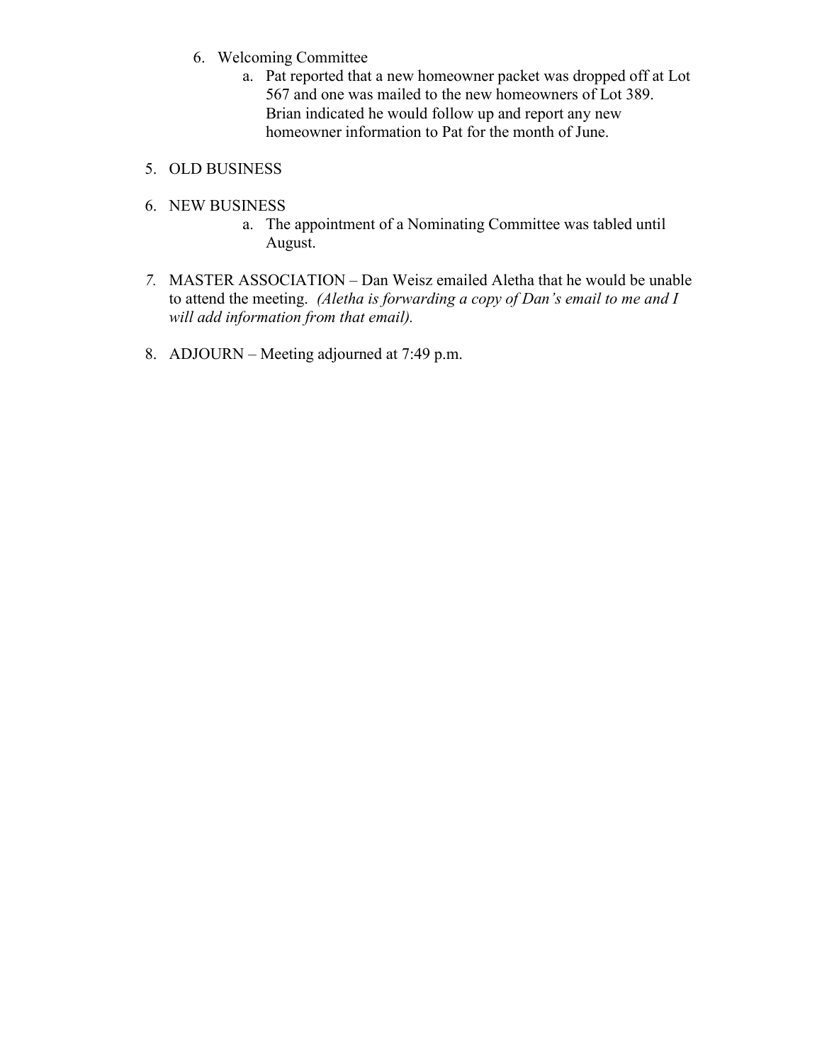6. Welcoming Committee
    a. Pat reported that a new homeowner packet was dropped off at Lot 567 and one was mailed to the new homeowners of Lot 389. Brian indicated he would follow up and report any new homeowner information to Pat for the month of June.

5. OLD BUSINESS

6. NEW BUSINESS
    a. The appointment of a Nominating Committee was tabled until August.

7. MASTER ASSOCIATION – Dan Weisz emailed Aletha that he would be unable to attend the meeting. *(Aletha is forwarding a copy of Dan's email to me and I will add information from that email).*

8. ADJOURN – Meeting adjourned at 7:49 p.m.